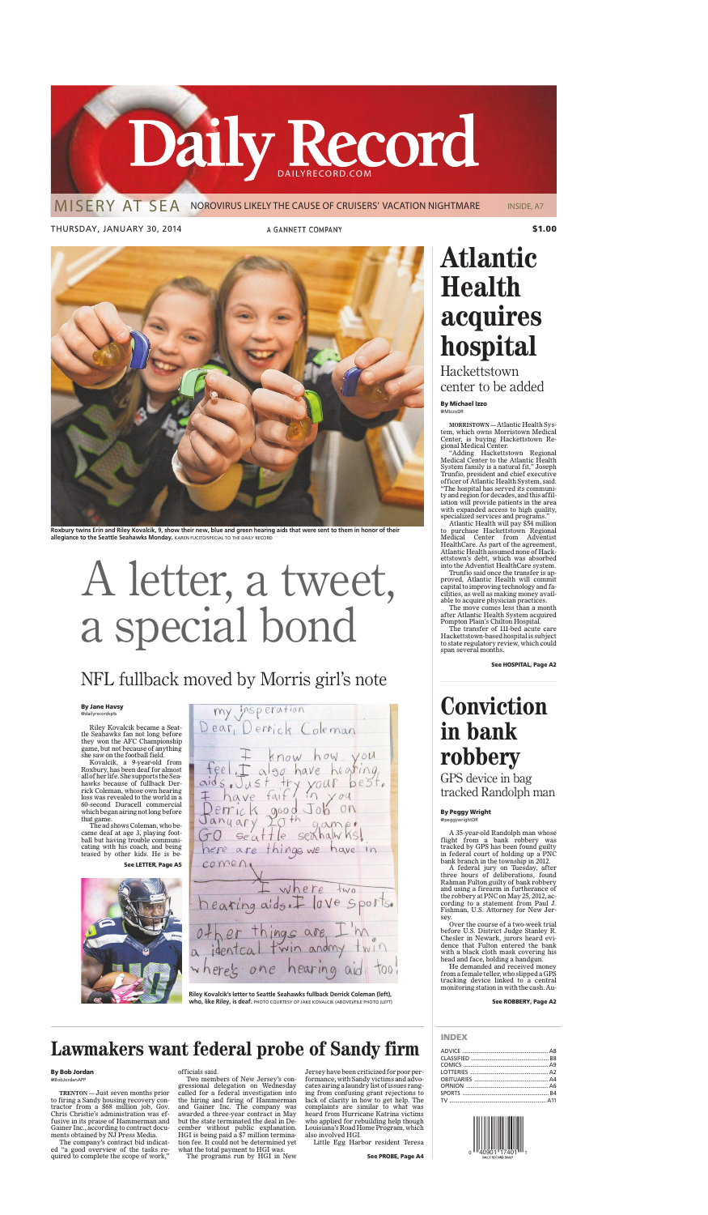# Daily Record

DAILYRECORD.COM

MISERY AT SEA NOROVIRUS LIKELY THE CAUSE OF CRUISERS' VACATION NIGHTMARE INSIDE, A7

THURSDAY, JANUARY 30, 2014 A GANNETT COMPANY $1.00

Roxbury twins Erin and Riley Kovalcik, 9, show their new, blue and green hearing aids that were sent to them in honor of their allegiance to the Seattle Seahawks Monday. KAREN FUCITO/SPECIAL TO THE DAILY RECORD

# A letter, a tweet, a special bond

## NFL fullback moved by Morris girl's note

**By Jane Havsy**
@dailyrecordspts

Riley Kovalcik became a Seattle Seahawks fan not long before they won the AFC Championship game, but not because of anything she saw on the football field.

Kovalcik, a 9-year-old from Roxbury, has been deaf for almost all of her life. She supports the Seahawks because of fullback Derrick Coleman, whose own hearing loss was revealed to the world in a 60-second Duracell commercial which began airing not long before that game.

The ad shows Coleman, who became deaf at age 3, playing football but having trouble communicating with his coach, and being teased by other kids. He is be-

**See LETTER, Page A5**

my insperation
Dear, Derrick Coleman
I know how you feel, I also have hearing aids. Just try your best. I have fait in you Derrick good Job on January 20th game. GO Seattle seahawks! here are things we have in comen.
I where two hearing aids. I love sports. other things are I'm a identcal twin and my twin where's one hearing aid too!

Riley Kovalcik's letter to Seattle Seahawks fullback Derrick Coleman (left), who, like Riley, is deaf. PHOTO COURTESY OF JAKE KOVALCIK (ABOVE)/FILE PHOTO (LEFT)

# Atlantic Health acquires hospital

## Hackettstown center to be added

**By Michael Izzo**
@MIzzoDR

**MORRISTOWN** — Atlantic Health System, which owns Morristown Medical Center, is buying Hackettstown Regional Medical Center.

"Adding Hackettstown Regional Medical Center to the Atlantic Health System family is a natural fit," Joseph Trunfio, president and chief executive officer of Atlantic Health System, said. "The hospital has served its community and region for decades, and this affiliation will provide patients in the area with expanded access to high quality, specialized services and programs."

Atlantic Health will pay $54 million to purchase Hackettstown Regional Medical Center from Adventist HealthCare. As part of the agreement, Atlantic Health assumed none of Hackettstown's debt, which was absorbed into the Adventist HealthCare system.

Trunfio said once the transfer is approved, Atlantic Health will commit capital to improving technology and facilities, as well as making money available to acquire physician practices.

The move comes less than a month after Atlantic Health System acquired Pompton Plain's Chilton Hospital.

The transfer of 111-bed acute care Hackettstown-based hospital is subject to state regulatory review, which could span several months.

**See HOSPITAL, Page A2**

# Conviction in bank robbery

## GPS device in bag tracked Randolph man

**By Peggy Wright**
@peggywrightDR

A 35-year-old Randolph man whose flight from a bank robbery was tracked by GPS has been found guilty in federal court of holding up a PNC bank branch in the township in 2012.

A federal jury on Tuesday, after three hours of deliberations, found Rahman Fulton guilty of bank robbery and using a firearm in furtherance of the robbery at PNC on May 25, 2012, according to a statement from Paul J. Fishman, U.S. Attorney for New Jersey.

Over the course of a two-week trial before U.S. District Judge Stanley R. Chesler in Newark, jurors heard evidence that Fulton entered the bank with a black cloth mask covering his head and face, holding a handgun.

He demanded and received money from a female teller, who slipped a GPS tracking device linked to a central monitoring station in with the cash. Au-

**See ROBBERY, Page A2**

### INDEX

| | |
|---|---|
| ADVICE | A8 |
| CLASSIFIED | B8 |
| COMICS | A9 |
| LOTTERIES | A2 |
| OBITUARIES | A4 |
| OPINION | A6 |
| SPORTS | B4 |
| TV | A11 |

# Lawmakers want federal probe of Sandy firm

**By Bob Jordan**
@BobJordanAPP

**TRENTON** — Just seven months prior to firing a Sandy housing recovery contractor from a $68 million job, Gov. Chris Christie's administration was effusive in its praise of Hammerman and Gainer Inc., according to contract documents obtained by NJ Press Media.

The company's contract bid indicated "a good overview of the tasks required to complete the scope of work," officials said.

Two members of New Jersey's congressional delegation on Wednesday called for a federal investigation into the hiring and firing of Hammerman and Gainer Inc. The company was awarded a three-year contract in May but the state terminated the deal in December without public explanation. HGI is being paid a $7 million termination fee. It could not be determined yet what the total payment to HGI was.

The programs run by HGI in New Jersey have been criticized for poor performance, with Sandy victims and advocates airing a laundry list of issues ranging from confusing grant rejections to lack of clarity in how to get help. The complaints are similar to what was heard from Hurricane Katrina victims who applied for rebuilding help though Louisiana's Road Home Program, which also involved HGI.

Little Egg Harbor resident Teresa

**See PROBE, Page A4**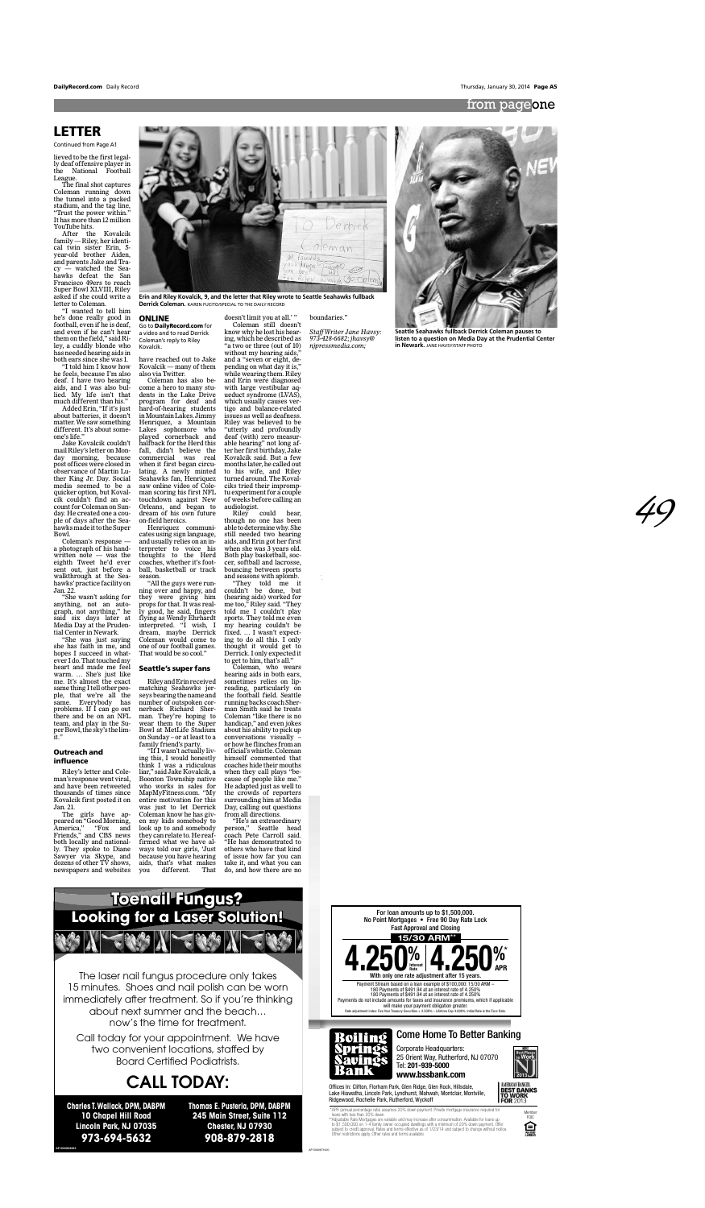# LETTER

Continued from Page A1

lieved to be the first legally deaf offensive player in the National Football League.

The final shot captures Coleman running down the tunnel into a packed stadium, and the tag line, "Trust the power within." It has more than 12 million YouTube hits.

After the Kovalcik family — Riley, her identical twin sister Erin, 5-year-old brother Aiden, and parents Jake and Tracy — watched the Seahawks defeat the San Francisco 49ers to reach Super Bowl XLVIII, Riley asked if she could write a letter to Coleman.

"I wanted to tell him he's done really good in football, even if he is deaf, and even if he can't hear them on the field," said Riley, a cuddly blonde who has needed hearing aids in both ears since she was 1.

"I told him I know how he feels, because I'm also deaf. I have two hearing aids, and I was also bullied. My life isn't that much different than his."

Added Erin, "If it's just about batteries, it doesn't matter. We saw something different. It's about someone's life."

Jake Kovalcik couldn't mail Riley's letter on Monday morning, because post offices were closed in observance of Martin Luther King Jr. Day. Social media seemed to be a quicker option, but Kovalcik couldn't find an account for Coleman on Sunday. He created one a couple of days after the Seahawks made it to the Super Bowl.

Coleman's response — a photograph of his handwritten note — was the eighth Tweet he'd ever sent out, just before a walkthrough at the Seahawks' practice facility on Jan. 22.

"She wasn't asking for anything, not an autograph, not anything," he said six days later at Media Day at the Prudential Center in Newark.

"She was just saying she has faith in me, and hopes I succeed in whatever I do. That touched my heart and made me feel warm. … She's just like me. It's almost the exact same thing I tell other people, that we're all the same. Everybody has problems. If I can go out there and be on an NFL team, and play in the Super Bowl, the sky's the limit."

## Outreach and influence

Riley's letter and Coleman's response went viral, and have been retweeted thousands of times since Kovalcik first posted it on Jan. 21.

The girls have appeared on "Good Morning, America," "Fox and Friends," and CBS news both locally and nationally. They spoke to Diane Sawyer via Skype, and dozens of other TV shows, newspapers and websites have reached out to Jake Kovalcik — many of them also via Twitter.

Erin and Riley Kovalcik, 9, and the letter that Riley wrote to Seattle Seahawks fullback Derrick Coleman. KAREN FUCITO/SPECIAL TO THE DAILY RECORD

**ONLINE**

Go to **DailyRecord.com** for a video and to read Derrick Coleman's reply to Riley Kovalcik.

Coleman has also become a hero to many students in the Lake Drive program for deaf and hard-of-hearing students in Mountain Lakes. Jimmy Henriquez, a Mountain Lakes sophomore who played cornerback and halfback for the Herd this fall, didn't believe the commercial was real when it first began circulating. A newly minted Seahawks fan, Henriquez saw online video of Coleman scoring his first NFL touchdown against New Orleans, and began to dream of his own future on-field heroics.

Henriquez communicates using sign language, and usually relies on an interpreter to voice his thoughts to the Herd coaches, whether it's football, basketball or track season.

"All the guys were running over and happy, and they were giving him props for that. It was really good, he said, fingers flying as Wendy Ehrhardt interpreted. "I wish, I dream, maybe Derrick Coleman would come to one of our football games. That would be so cool."

## Seattle's super fans

Riley and Erin received matching Seahawks jerseys bearing the name and number of outspoken cornerback Richard Sherman. They're hoping to wear them to the Super Bowl at MetLife Stadium on Sunday – or at least to a family friend's party.

"If I wasn't actually living this, I would honestly think I was a ridiculous liar," said Jake Kovalcik, a Boonton Township native who works in sales for MapMyFitness.com. "My entire motivation for this was just to let Derrick Coleman know he has given my kids somebody to look up to and somebody they can relate to. He reaffirmed what we have always told our girls, 'Just because you have hearing aids, that's what makes you different. That doesn't limit you at all.' "

Coleman still doesn't know why he lost his hearing, which he described as "a two or three (out of 10) without my hearing aids," and a "seven or eight, depending on what day it is," while wearing them. Riley and Erin were diagnosed with large vestibular aqueduct syndrome (LVAS), which usually causes vertigo and balance-related issues as well as deafness. Riley was believed to be "utterly and profoundly deaf (with) zero measurable hearing" not long after her first birthday, Jake Kovalcik said. But a few months later, he called out to his wife, and Riley turned around. The Kovalciks tried their impromptu experiment for a couple of weeks before calling an audiologist.

Riley could hear, though no one has been able to determine why. She still needed two hearing aids, and Erin got her first when she was 3 years old. Both play basketball, soccer, softball and lacrosse, bouncing between sports and seasons with aplomb.

"They told me it couldn't be done, but (hearing aids) worked for me too," Riley said. "They told me I couldn't play sports. They told me even my hearing couldn't be fixed. … I wasn't expecting to do all this. I only thought it would get to Derrick. I only expected it to get to him, that's all."

Coleman, who wears hearing aids in both ears, sometimes relies on lip-reading, particularly on the football field. Seattle running backs coach Sherman Smith said he treats Coleman "like there is no handicap," and even jokes about his ability to pick up conversations visually – or how he flinches from an official's whistle. Coleman himself commented that coaches hide their mouths when they call plays "because of people like me." He adapted just as well to the crowds of reporters surrounding him at Media Day, calling out questions from all directions.

"He's an extraordinary person," Seattle head coach Pete Carroll said. "He has demonstrated to others who have that kind of issue how far you can take it, and what you can do, and how there are no boundaries."

*Staff Writer Jane Havsy: 973-428-6682; jhavsy@njpressmedia.com;*

Seattle Seahawks fullback Derrick Coleman pauses to listen to a question on Media Day at the Prudential Center in Newark. JANE HAVSY/STAFF PHOTO

---

**Toenail Fungus? Looking for a Laser Solution!**

The laser nail fungus procedure only takes 15 minutes. Shoes and nail polish can be worn immediately after treatment. So if you're thinking about next summer and the beach… now's the time for treatment.

Call today for your appointment. We have two convenient locations, staffed by Board Certified Podiatrists.

**CALL TODAY:**

**Charles T. Wallack, DPM, DABPM**
**10 Chapel Hill Road**
**Lincoln Park, NJ 07035**
**973-694-5632**

**Thomas E. Pusterla, DPM, DABPM**
**245 Main Street, Suite 112**
**Chester, NJ 07930**
**908-879-2818**

---

**For loan amounts up to $1,500,000.**
**No Point Mortgages • Free 90 Day Rate Lock**
**Fast Approval and Closing**

**15/30 ARM\*\***

**4.250% Interest Rate | 4.250%\* APR**

**With only one rate adjustment after 15 years.**

Payment Stream based on a loan example of $100,000: 15/30 ARM – 180 Payments of $491.94 at an interest rate of 4.250% 180 Payments of $491.94 at an interest rate of 4.250%
Payments do not include amounts for taxes and insurance premiums, which if applicable will make your payment obligation greater.

**Come Home To Better Banking**

**Boiling Springs Savings Bank**

Corporate Headquarters:
25 Orient Way, Rutherford, NJ 07070
Tel: **201-939-5000**
**www.bssbank.com**

Offices In: Clifton, Florham Park, Glen Ridge, Glen Rock, Hillsdale, Lake Hiawatha, Lincoln Park, Lyndhurst, Mahwah, Montclair, Montville, Ridgewood, Rochelle Park, Rutherford, Wyckoff

BEST BANKS TO WORK FOR 2013

Member FDIC